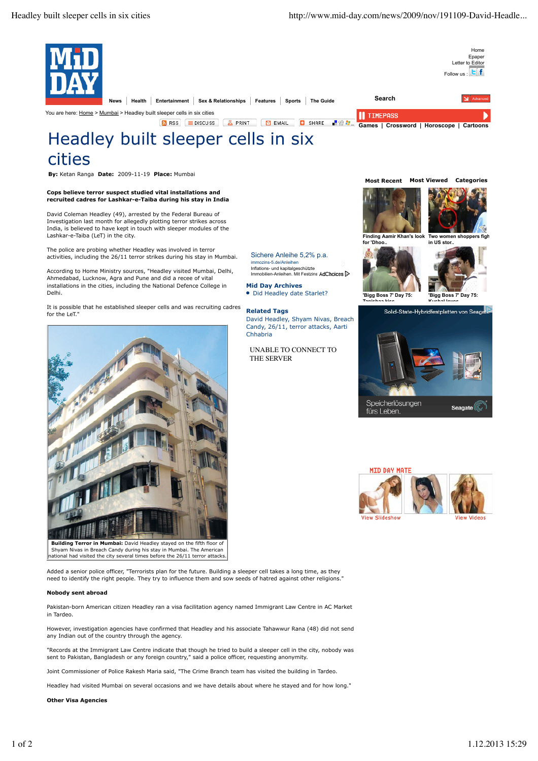# Headley built sleeper cells in six cities

**By:** Ketan Ranga **Date:** 2009-11-19 **Place:** Mumbai

**Cops believe terror suspect studied vital installations and recruited cadres for Lashkar-e-Taiba during his stay in India**

David Coleman Headley (49), arrested by the Federal Bureau of Investigation last month for allegedly plotting terror strikes across India, is believed to have kept in touch with sleeper modules of the Lashkar-e-Taiba (LeT) in the city.

The police are probing whether Headley was involved in terror activities, including the 26/11 terror strikes during his stay in Mumbai.

According to Home Ministry sources, "Headley visited Mumbai, Delhi, Ahmedabad, Lucknow, Agra and Pune and did a recce of vital installations in the cities, including the National Defence College in Delhi.

It is possible that he established sleeper cells and was recruiting cadres for the LeT."

**Building Terror in Mumbai:** David Headley stayed on the fifth floor of Shyam Nivas in Breach Candy during his stay in Mumbai. The American national had visited the city several times before the 26/11 terror attacks.

Added a senior police officer, "Terrorists plan for the future. Building a sleeper cell takes a long time, as they need to identify the right people. They try to influence them and sow seeds of hatred against other religions."

**Nobody sent abroad**

Pakistan-born American citizen Headley ran a visa facilitation agency named Immigrant Law Centre in AC Market in Tardeo.

However, investigation agencies have confirmed that Headley and his associate Tahawwur Rana (48) did not send any Indian out of the country through the agency.

"Records at the Immigrant Law Centre indicate that though he tried to build a sleeper cell in the city, nobody was sent to Pakistan, Bangladesh or any foreign country," said a police officer, requesting anonymity.

Joint Commissioner of Police Rakesh Maria said, "The Crime Branch team has visited the building in Tardeo.

Headley had visited Mumbai on several occasions and we have details about where he stayed and for how long."

**Other Visa Agencies**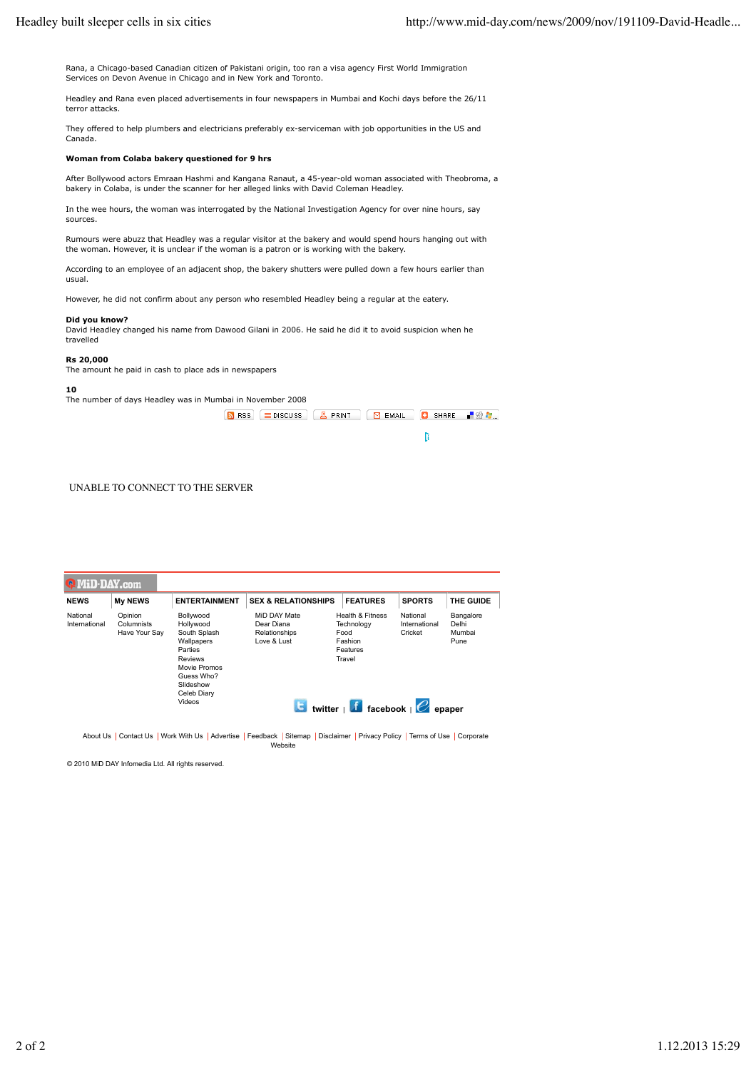Rana, a Chicago-based Canadian citizen of Pakistani origin, too ran a visa agency First World Immigration Services on Devon Avenue in Chicago and in New York and Toronto.

Headley and Rana even placed advertisements in four newspapers in Mumbai and Kochi days before the 26/11 terror attacks.

They offered to help plumbers and electricians preferably ex-serviceman with job opportunities in the US and Canada.

**Woman from Colaba bakery questioned for 9 hrs**

After Bollywood actors Emraan Hashmi and Kangana Ranaut, a 45-year-old woman associated with Theobroma, a bakery in Colaba, is under the scanner for her alleged links with David Coleman Headley.

In the wee hours, the woman was interrogated by the National Investigation Agency for over nine hours, say sources.

Rumours were abuzz that Headley was a regular visitor at the bakery and would spend hours hanging out with the woman. However, it is unclear if the woman is a patron or is working with the bakery.

According to an employee of an adjacent shop, the bakery shutters were pulled down a few hours earlier than usual.

However, he did not confirm about any person who resembled Headley being a regular at the eatery.

**Did you know?**
David Headley changed his name from Dawood Gilani in 2006. He said he did it to avoid suspicion when he travelled

**Rs 20,000**
The amount he paid in cash to place ads in newspapers

**10**
The number of days Headley was in Mumbai in November 2008

RSS | DISCUSS | PRINT | EMAIL | SHARE

UNABLE TO CONNECT TO THE SERVER

MiD-DAY.com

| NEWS | My NEWS | ENTERTAINMENT | SEX & RELATIONSHIPS | FEATURES | SPORTS | THE GUIDE |
|---|---|---|---|---|---|---|
| National | Opinion | Bollywood | MiD DAY Mate | Health & Fitness | National | Bangalore |
| International | Columnists | Hollywood | Dear Diana | Technology | International | Delhi |
| | Have Your Say | South Splash | Relationships | Food | Cricket | Mumbai |
| | | Wallpapers | Love & Lust | Fashion | | Pune |
| | | Parties | | Features | | |
| | | Reviews | | Travel | | |
| | | Movie Promos | | | | |
| | | Guess Who? | | | | |
| | | Slideshow | | | | |
| | | Celeb Diary | | | | |
| | | Videos | | | | |

twitter | facebook | epaper

About Us | Contact Us | Work With Us | Advertise | Feedback | Sitemap | Disclaimer | Privacy Policy | Terms of Use | Corporate Website

© 2010 MiD DAY Infomedia Ltd. All rights reserved.